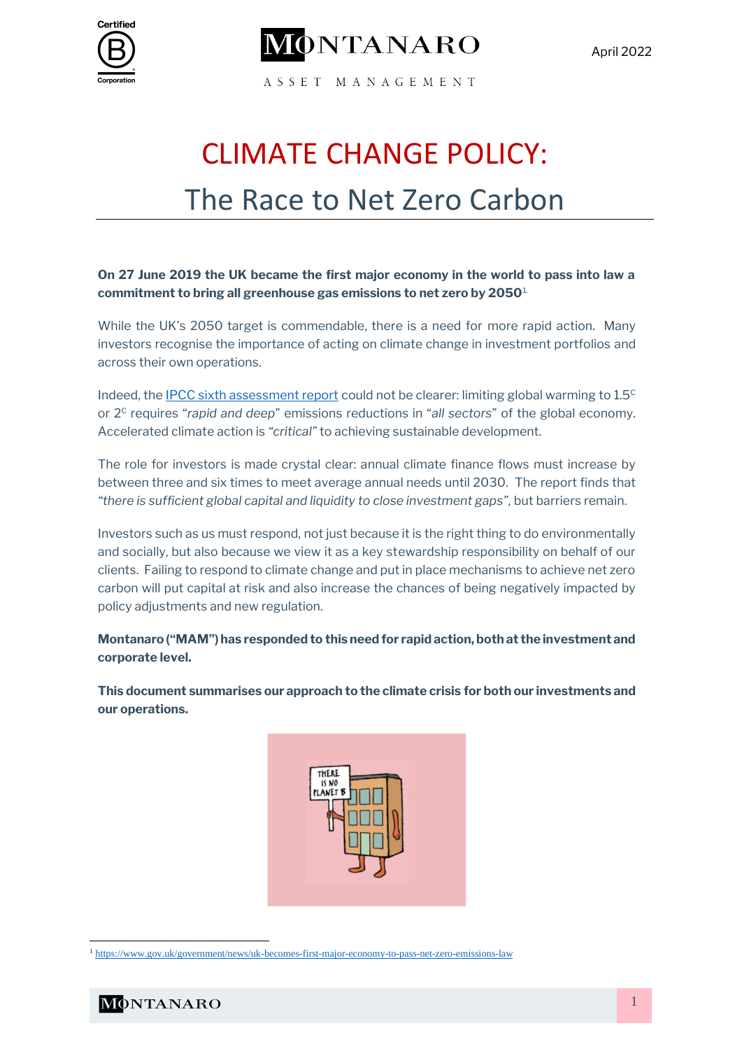April 2022

# CLIMATE CHANGE POLICY:

## The Race to Net Zero Carbon

**On 27 June 2019 the UK became the first major economy in the world to pass into law a commitment to bring all greenhouse gas emissions to net zero by 2050**[1].

While the UK's 2050 target is commendable, there is a need for more rapid action. Many investors recognise the importance of acting on climate change in investment portfolios and across their own operations.

Indeed, the [IPCC sixth assessment report](https://www.ipcc.ch/) could not be clearer: limiting global warming to 1.5$^{C}$ or 2$^{C}$ requires "*rapid and deep*" emissions reductions in "*all sectors*" of the global economy. Accelerated climate action is *"critical"* to achieving sustainable development.

The role for investors is made crystal clear: annual climate finance flows must increase by between three and six times to meet average annual needs until 2030. The report finds that *"there is sufficient global capital and liquidity to close investment gaps",* but barriers remain.

Investors such as us must respond, not just because it is the right thing to do environmentally and socially, but also because we view it as a key stewardship responsibility on behalf of our clients. Failing to respond to climate change and put in place mechanisms to achieve net zero carbon will put capital at risk and also increase the chances of being negatively impacted by policy adjustments and new regulation.

**Montanaro ("MAM") has responded to this need for rapid action, both at the investment and corporate level.**

**This document summarises our approach to the climate crisis for both our investments and our operations.**

---

[1] https://www.gov.uk/government/news/uk-becomes-first-major-economy-to-pass-net-zero-emissions-law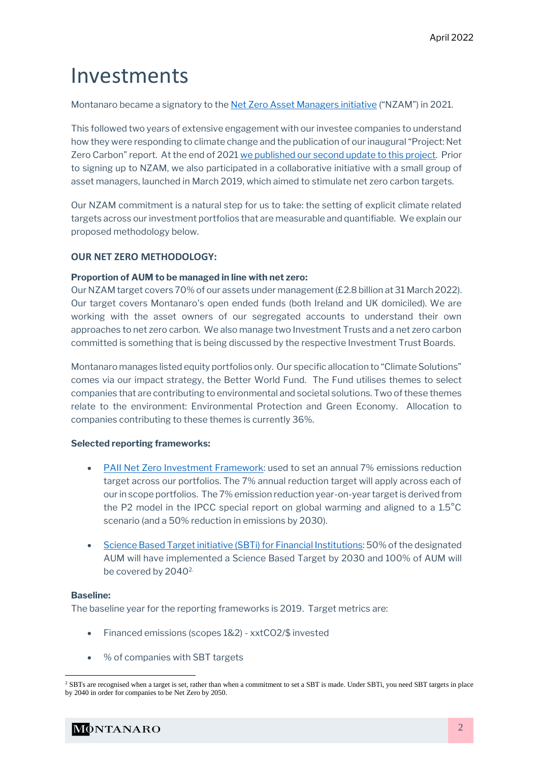# Investments

Montanaro became a signatory to the Net Zero Asset Managers initiative ("NZAM") in 2021.

This followed two years of extensive engagement with our investee companies to understand how they were responding to climate change and the publication of our inaugural "Project: Net Zero Carbon" report. At the end of 2021 we published our second update to this project. Prior to signing up to NZAM, we also participated in a collaborative initiative with a small group of asset managers, launched in March 2019, which aimed to stimulate net zero carbon targets.

Our NZAM commitment is a natural step for us to take: the setting of explicit climate related targets across our investment portfolios that are measurable and quantifiable. We explain our proposed methodology below.

**OUR NET ZERO METHODOLOGY:**

**Proportion of AUM to be managed in line with net zero:**
Our NZAM target covers 70% of our assets under management (£2.8 billion at 31 March 2022). Our target covers Montanaro's open ended funds (both Ireland and UK domiciled). We are working with the asset owners of our segregated accounts to understand their own approaches to net zero carbon. We also manage two Investment Trusts and a net zero carbon committed is something that is being discussed by the respective Investment Trust Boards.

Montanaro manages listed equity portfolios only. Our specific allocation to "Climate Solutions" comes via our impact strategy, the Better World Fund. The Fund utilises themes to select companies that are contributing to environmental and societal solutions. Two of these themes relate to the environment: Environmental Protection and Green Economy. Allocation to companies contributing to these themes is currently 36%.

**Selected reporting frameworks:**

- PAII Net Zero Investment Framework: used to set an annual 7% emissions reduction target across our portfolios. The 7% annual reduction target will apply across each of our in scope portfolios. The 7% emission reduction year-on-year target is derived from the P2 model in the IPCC special report on global warming and aligned to a 1.5°C scenario (and a 50% reduction in emissions by 2030).
- Science Based Target initiative (SBTi) for Financial Institutions: 50% of the designated AUM will have implemented a Science Based Target by 2030 and 100% of AUM will be covered by 2040[2].

**Baseline:**
The baseline year for the reporting frameworks is 2019. Target metrics are:

- Financed emissions (scopes 1&2) - xxtCO2/$ invested
- % of companies with SBT targets

[2] SBTs are recognised when a target is set, rather than when a commitment to set a SBT is made. Under SBTi, you need SBT targets in place by 2040 in order for companies to be Net Zero by 2050.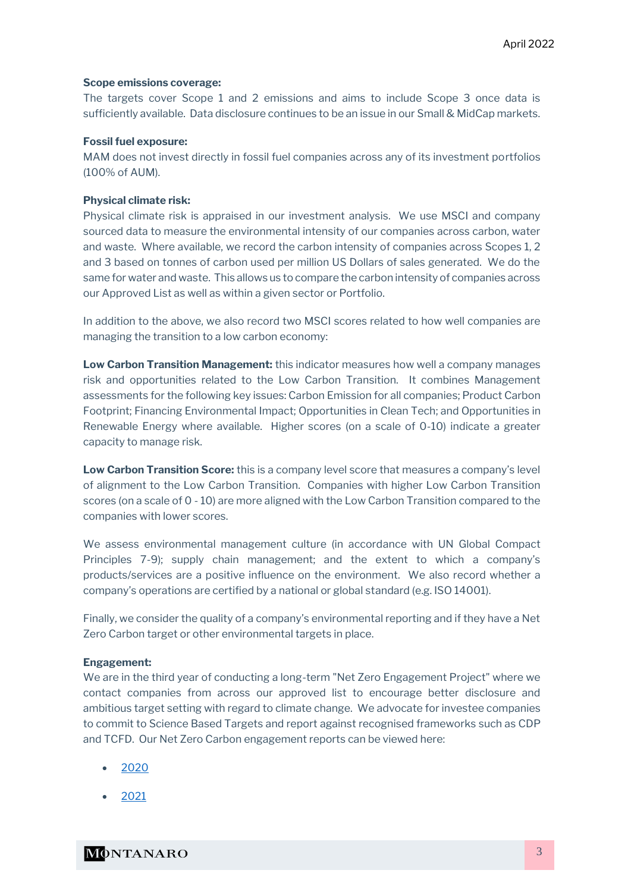**Scope emissions coverage:**
The targets cover Scope 1 and 2 emissions and aims to include Scope 3 once data is sufficiently available. Data disclosure continues to be an issue in our Small & MidCap markets.

**Fossil fuel exposure:**
MAM does not invest directly in fossil fuel companies across any of its investment portfolios (100% of AUM).

**Physical climate risk:**
Physical climate risk is appraised in our investment analysis. We use MSCI and company sourced data to measure the environmental intensity of our companies across carbon, water and waste. Where available, we record the carbon intensity of companies across Scopes 1, 2 and 3 based on tonnes of carbon used per million US Dollars of sales generated. We do the same for water and waste. This allows us to compare the carbon intensity of companies across our Approved List as well as within a given sector or Portfolio.

In addition to the above, we also record two MSCI scores related to how well companies are managing the transition to a low carbon economy:

**Low Carbon Transition Management:** this indicator measures how well a company manages risk and opportunities related to the Low Carbon Transition. It combines Management assessments for the following key issues: Carbon Emission for all companies; Product Carbon Footprint; Financing Environmental Impact; Opportunities in Clean Tech; and Opportunities in Renewable Energy where available. Higher scores (on a scale of 0-10) indicate a greater capacity to manage risk.

**Low Carbon Transition Score:** this is a company level score that measures a company's level of alignment to the Low Carbon Transition. Companies with higher Low Carbon Transition scores (on a scale of 0 - 10) are more aligned with the Low Carbon Transition compared to the companies with lower scores.

We assess environmental management culture (in accordance with UN Global Compact Principles 7-9); supply chain management; and the extent to which a company's products/services are a positive influence on the environment. We also record whether a company's operations are certified by a national or global standard (e.g. ISO 14001).

Finally, we consider the quality of a company's environmental reporting and if they have a Net Zero Carbon target or other environmental targets in place.

**Engagement:**
We are in the third year of conducting a long-term "Net Zero Engagement Project" where we contact companies from across our approved list to encourage better disclosure and ambitious target setting with regard to climate change. We advocate for investee companies to commit to Science Based Targets and report against recognised frameworks such as CDP and TCFD. Our Net Zero Carbon engagement reports can be viewed here:

- 2020
- 2021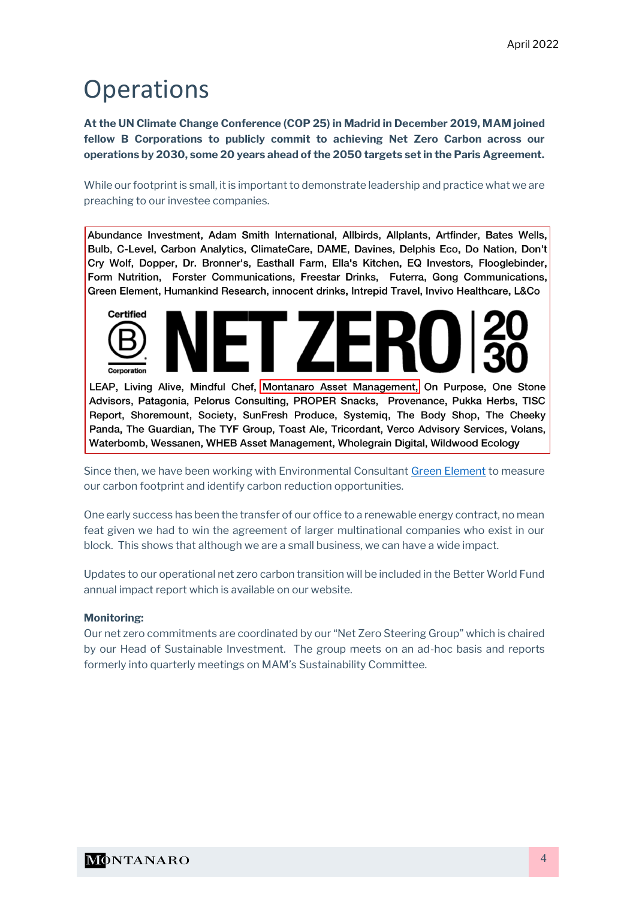# Operations

**At the UN Climate Change Conference (COP 25) in Madrid in December 2019, MAM joined fellow B Corporations to publicly commit to achieving Net Zero Carbon across our operations by 2030, some 20 years ahead of the 2050 targets set in the Paris Agreement.**

While our footprint is small, it is important to demonstrate leadership and practice what we are preaching to our investee companies.

Abundance Investment, Adam Smith International, Allbirds, Allplants, Artfinder, Bates Wells, Bulb, C-Level, Carbon Analytics, ClimateCare, DAME, Davines, Delphis Eco, Do Nation, Don't Cry Wolf, Dopper, Dr. Bronner's, Easthall Farm, Ella's Kitchen, EQ Investors, Flooglebinder, Form Nutrition, Forster Communications, Freestar Drinks, Futerra, Gong Communications, Green Element, Humankind Research, innocent drinks, Intrepid Travel, Invivo Healthcare, L&Co

Certified B Corporation NET ZERO 2030

LEAP, Living Alive, Mindful Chef, Montanaro Asset Management, On Purpose, One Stone Advisors, Patagonia, Pelorus Consulting, PROPER Snacks, Provenance, Pukka Herbs, TISC Report, Shoremount, Society, SunFresh Produce, Systemiq, The Body Shop, The Cheeky Panda, The Guardian, The TYF Group, Toast Ale, Tricordant, Verco Advisory Services, Volans, Waterbomb, Wessanen, WHEB Asset Management, Wholegrain Digital, Wildwood Ecology

Since then, we have been working with Environmental Consultant Green Element to measure our carbon footprint and identify carbon reduction opportunities.

One early success has been the transfer of our office to a renewable energy contract, no mean feat given we had to win the agreement of larger multinational companies who exist in our block. This shows that although we are a small business, we can have a wide impact.

Updates to our operational net zero carbon transition will be included in the Better World Fund annual impact report which is available on our website.

**Monitoring:**

Our net zero commitments are coordinated by our "Net Zero Steering Group" which is chaired by our Head of Sustainable Investment. The group meets on an ad-hoc basis and reports formerly into quarterly meetings on MAM's Sustainability Committee.